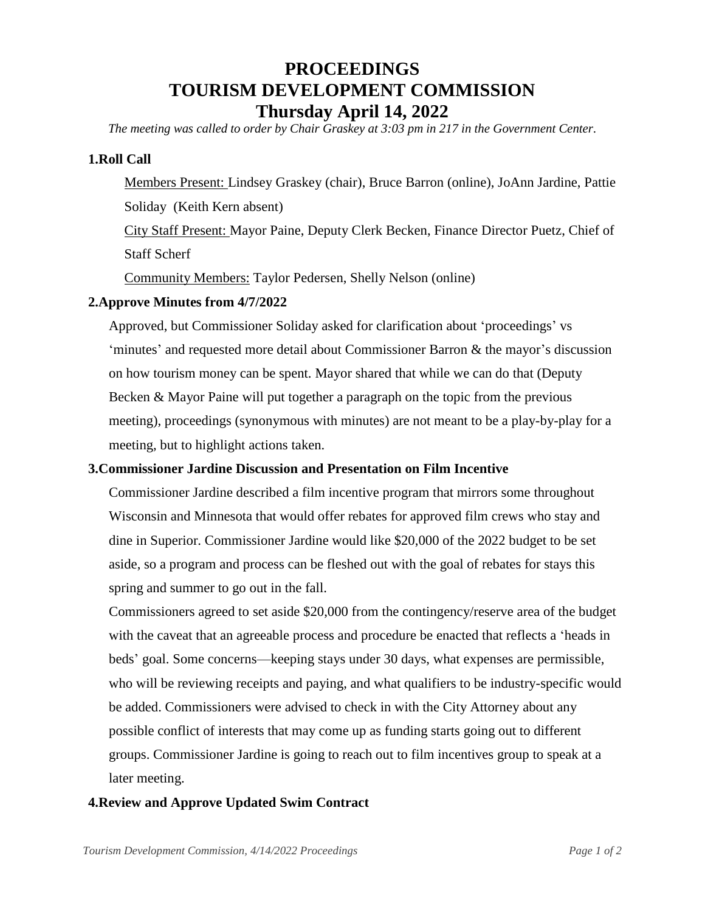# PROCEEDINGS
# TOURISM DEVELOPMENT COMMISSION
# Thursday April 14, 2022

*The meeting was called to order by Chair Graskey at 3:03 pm in 217 in the Government Center.*

### 1.Roll Call

Members Present: Lindsey Graskey (chair), Bruce Barron (online), JoAnn Jardine, Pattie Soliday (Keith Kern absent)

City Staff Present: Mayor Paine, Deputy Clerk Becken, Finance Director Puetz, Chief of Staff Scherf

Community Members: Taylor Pedersen, Shelly Nelson (online)

### 2.Approve Minutes from 4/7/2022

Approved, but Commissioner Soliday asked for clarification about 'proceedings' vs 'minutes' and requested more detail about Commissioner Barron & the mayor's discussion on how tourism money can be spent. Mayor shared that while we can do that (Deputy Becken & Mayor Paine will put together a paragraph on the topic from the previous meeting), proceedings (synonymous with minutes) are not meant to be a play-by-play for a meeting, but to highlight actions taken.

### 3.Commissioner Jardine Discussion and Presentation on Film Incentive

Commissioner Jardine described a film incentive program that mirrors some throughout Wisconsin and Minnesota that would offer rebates for approved film crews who stay and dine in Superior. Commissioner Jardine would like $20,000 of the 2022 budget to be set aside, so a program and process can be fleshed out with the goal of rebates for stays this spring and summer to go out in the fall.

Commissioners agreed to set aside $20,000 from the contingency/reserve area of the budget with the caveat that an agreeable process and procedure be enacted that reflects a 'heads in beds' goal. Some concerns—keeping stays under 30 days, what expenses are permissible, who will be reviewing receipts and paying, and what qualifiers to be industry-specific would be added. Commissioners were advised to check in with the City Attorney about any possible conflict of interests that may come up as funding starts going out to different groups. Commissioner Jardine is going to reach out to film incentives group to speak at a later meeting.

### 4.Review and Approve Updated Swim Contract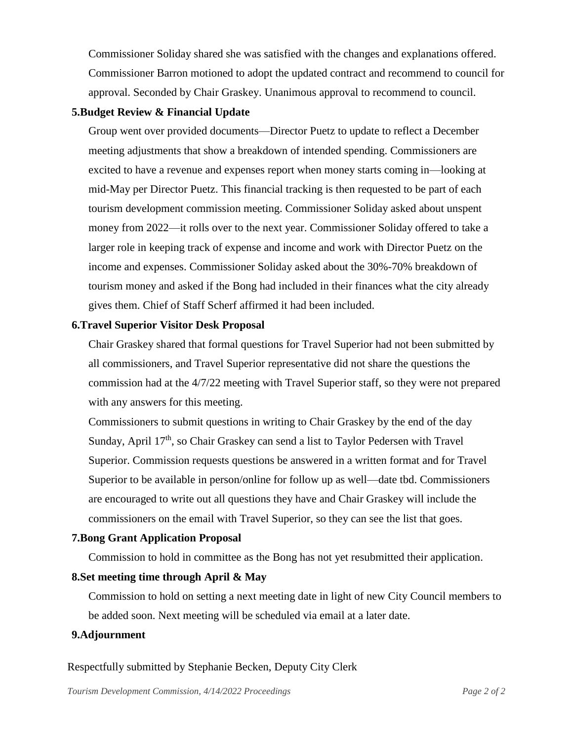Commissioner Soliday shared she was satisfied with the changes and explanations offered. Commissioner Barron motioned to adopt the updated contract and recommend to council for approval. Seconded by Chair Graskey. Unanimous approval to recommend to council.

**5.Budget Review & Financial Update**

Group went over provided documents—Director Puetz to update to reflect a December meeting adjustments that show a breakdown of intended spending. Commissioners are excited to have a revenue and expenses report when money starts coming in—looking at mid-May per Director Puetz. This financial tracking is then requested to be part of each tourism development commission meeting. Commissioner Soliday asked about unspent money from 2022—it rolls over to the next year. Commissioner Soliday offered to take a larger role in keeping track of expense and income and work with Director Puetz on the income and expenses. Commissioner Soliday asked about the 30%-70% breakdown of tourism money and asked if the Bong had included in their finances what the city already gives them. Chief of Staff Scherf affirmed it had been included.

**6.Travel Superior Visitor Desk Proposal**

Chair Graskey shared that formal questions for Travel Superior had not been submitted by all commissioners, and Travel Superior representative did not share the questions the commission had at the 4/7/22 meeting with Travel Superior staff, so they were not prepared with any answers for this meeting.

Commissioners to submit questions in writing to Chair Graskey by the end of the day Sunday, April 17th, so Chair Graskey can send a list to Taylor Pedersen with Travel Superior. Commission requests questions be answered in a written format and for Travel Superior to be available in person/online for follow up as well—date tbd. Commissioners are encouraged to write out all questions they have and Chair Graskey will include the commissioners on the email with Travel Superior, so they can see the list that goes.

**7.Bong Grant Application Proposal**

Commission to hold in committee as the Bong has not yet resubmitted their application.

**8.Set meeting time through April & May**

Commission to hold on setting a next meeting date in light of new City Council members to be added soon. Next meeting will be scheduled via email at a later date.

**9.Adjournment**

Respectfully submitted by Stephanie Becken, Deputy City Clerk